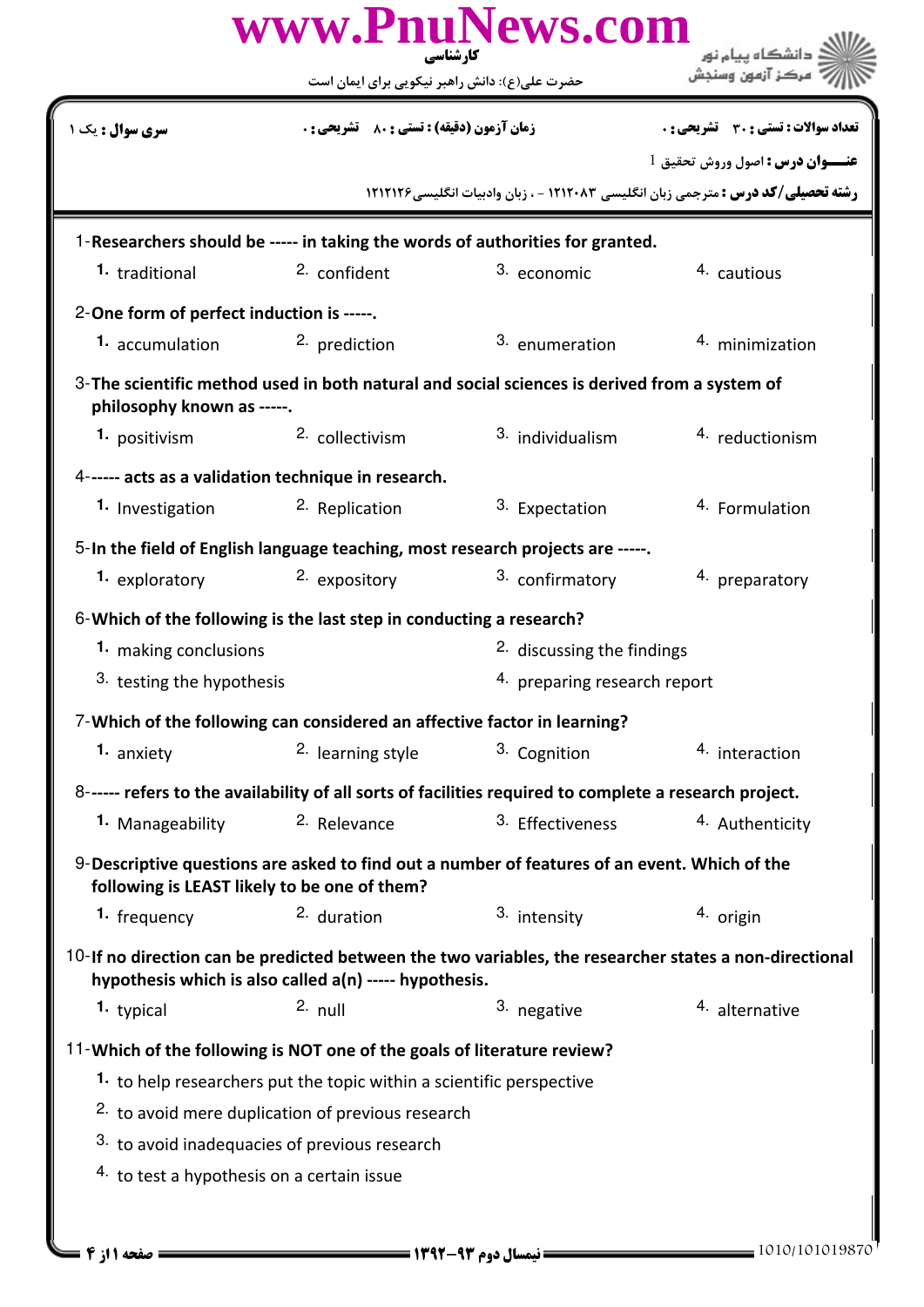www.PnuNews.com

کارشناسی

حضرت علی(ع): دانش راهبر نیکویی برای ایمان است

دانشگاه پیام نور
مرکز آزمون وسنجش

**سری سوال :** یک ۱

**زمان آزمون (دقیقه) : تستی : ۸۰ تشریحی : ۰**

**تعداد سوالات : تستی : ۳۰ تشریحی : ۰**

**عنـــوان درس :** اصول وروش تحقیق I

**رشته تحصیلی/کد درس :** مترجمی زبان انگلیسی ۱۲۱۲۰۸۳ - ، زبان وادبیات انگلیسی۱۲۱۲۱۲۶

1-**Researchers should be ----- in taking the words of authorities for granted.**

1. traditional
2. confident
3. economic
4. cautious

2-**One form of perfect induction is -----.**

1. accumulation
2. prediction
3. enumeration
4. minimization

3-**The scientific method used in both natural and social sciences is derived from a system of philosophy known as -----.**

1. positivism
2. collectivism
3. individualism
4. reductionism

4-**----- acts as a validation technique in research.**

1. Investigation
2. Replication
3. Expectation
4. Formulation

5-**In the field of English language teaching, most research projects are -----.**

1. exploratory
2. expository
3. confirmatory
4. preparatory

6-**Which of the following is the last step in conducting a research?**

1. making conclusions
2. discussing the findings
3. testing the hypothesis
4. preparing research report

7-**Which of the following can considered an affective factor in learning?**

1. anxiety
2. learning style
3. Cognition
4. interaction

8-**----- refers to the availability of all sorts of facilities required to complete a research project.**

1. Manageability
2. Relevance
3. Effectiveness
4. Authenticity

9-**Descriptive questions are asked to find out a number of features of an event. Which of the following is LEAST likely to be one of them?**

1. frequency
2. duration
3. intensity
4. origin

10-**If no direction can be predicted between the two variables, the researcher states a non-directional hypothesis which is also called a(n) ----- hypothesis.**

1. typical
2. null
3. negative
4. alternative

11-**Which of the following is NOT one of the goals of literature review?**

1. to help researchers put the topic within a scientific perspective
2. to avoid mere duplication of previous research
3. to avoid inadequacies of previous research
4. to test a hypothesis on a certain issue

نیمسال دوم ۹۳-۱۳۹۲

1010/101019870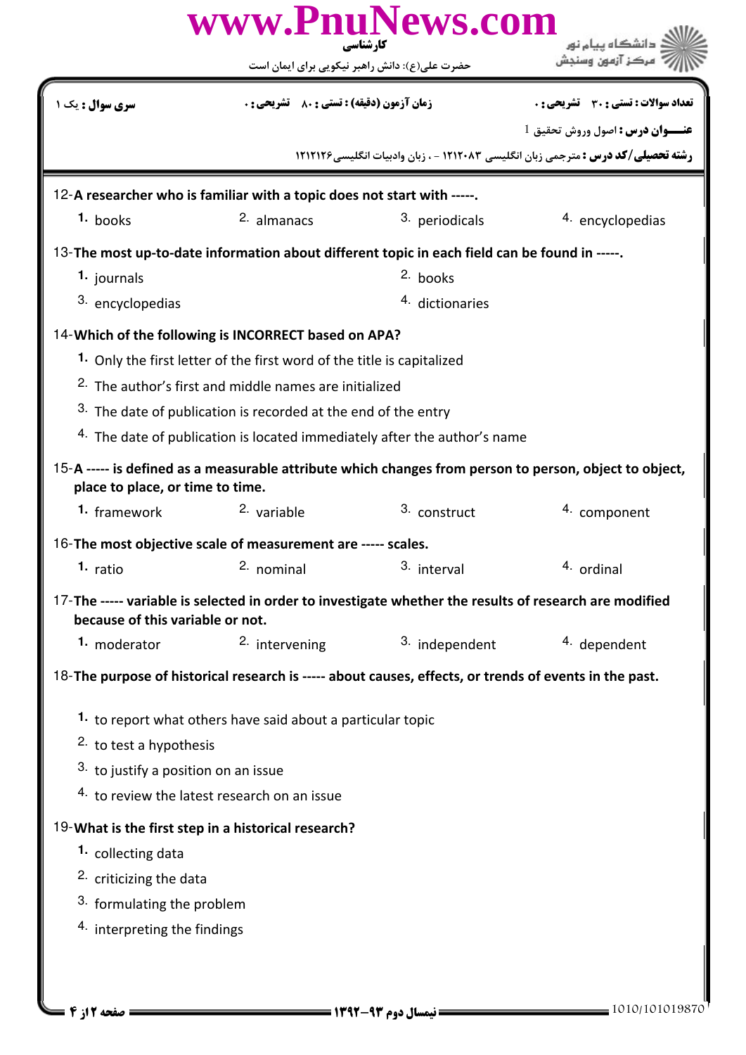12-**A researcher who is familiar with a topic does not start with -----.**

1. books
2. almanacs
3. periodicals
4. encyclopedias

13-**The most up-to-date information about different topic in each field can be found in -----.**

1. journals
2. books
3. encyclopedias
4. dictionaries

14-**Which of the following is INCORRECT based on APA?**

1. Only the first letter of the first word of the title is capitalized
2. The author's first and middle names are initialized
3. The date of publication is recorded at the end of the entry
4. The date of publication is located immediately after the author's name

15-**A ----- is defined as a measurable attribute which changes from person to person, object to object, place to place, or time to time.**

1. framework
2. variable
3. construct
4. component

16-**The most objective scale of measurement are ----- scales.**

1. ratio
2. nominal
3. interval
4. ordinal

17-**The ----- variable is selected in order to investigate whether the results of research are modified because of this variable or not.**

1. moderator
2. intervening
3. independent
4. dependent

18-**The purpose of historical research is ----- about causes, effects, or trends of events in the past.**

1. to report what others have said about a particular topic
2. to test a hypothesis
3. to justify a position on an issue
4. to review the latest research on an issue

19-**What is the first step in a historical research?**

1. collecting data
2. criticizing the data
3. formulating the problem
4. interpreting the findings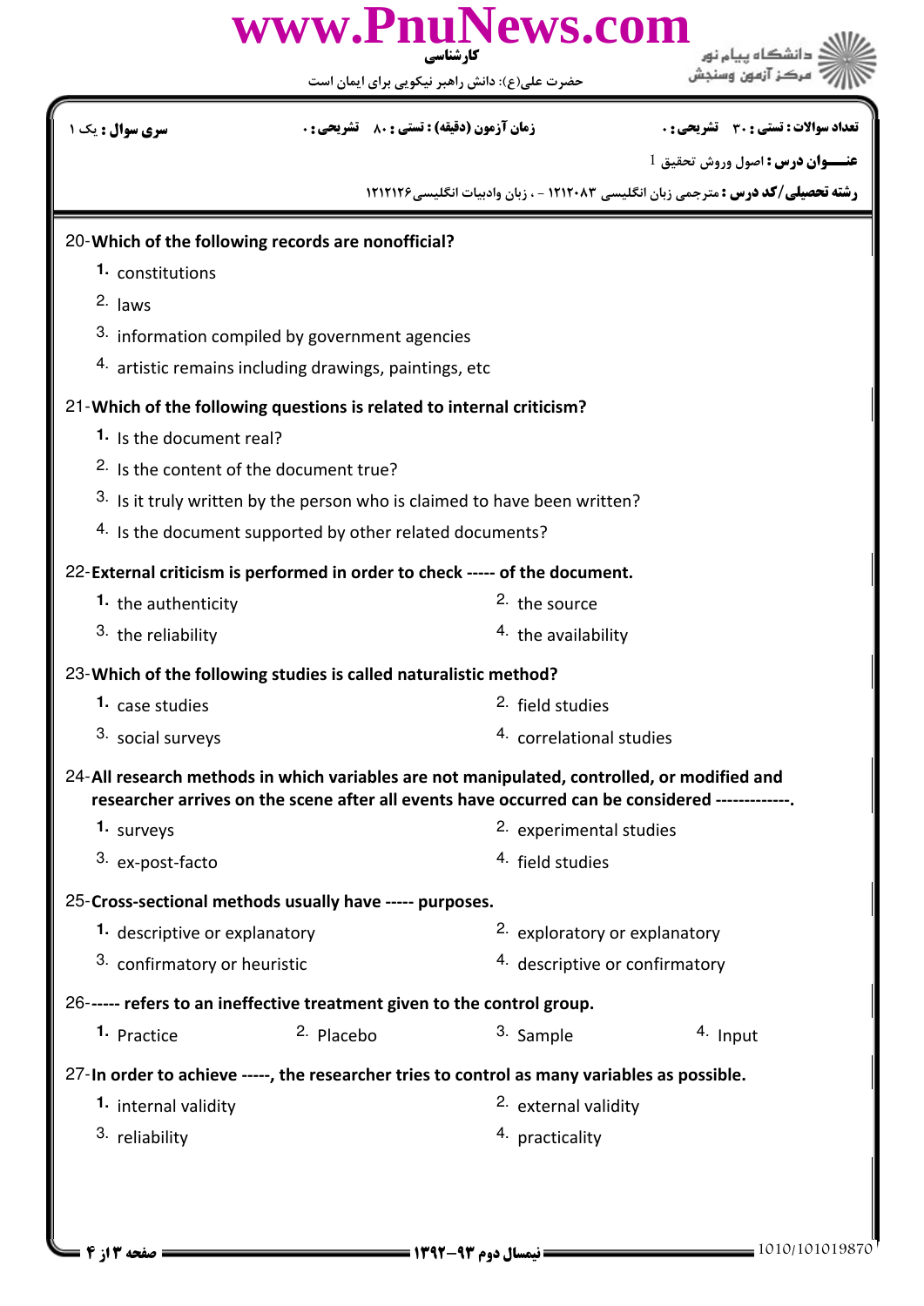20-**Which of the following records are nonofficial?**

1. constitutions
2. laws
3. information compiled by government agencies
4. artistic remains including drawings, paintings, etc

21-**Which of the following questions is related to internal criticism?**

1. Is the document real?
2. Is the content of the document true?
3. Is it truly written by the person who is claimed to have been written?
4. Is the document supported by other related documents?

22-**External criticism is performed in order to check ----- of the document.**

1. the authenticity
2. the source
3. the reliability
4. the availability

23-**Which of the following studies is called naturalistic method?**

1. case studies
2. field studies
3. social surveys
4. correlational studies

24-**All research methods in which variables are not manipulated, controlled, or modified and researcher arrives on the scene after all events have occurred can be considered -------------.**

1. surveys
2. experimental studies
3. ex-post-facto
4. field studies

25-**Cross-sectional methods usually have ----- purposes.**

1. descriptive or explanatory
2. exploratory or explanatory
3. confirmatory or heuristic
4. descriptive or confirmatory

26-**----- refers to an ineffective treatment given to the control group.**

1. Practice
2. Placebo
3. Sample
4. Input

27-**In order to achieve -----, the researcher tries to control as many variables as possible.**

1. internal validity
2. external validity
3. reliability
4. practicality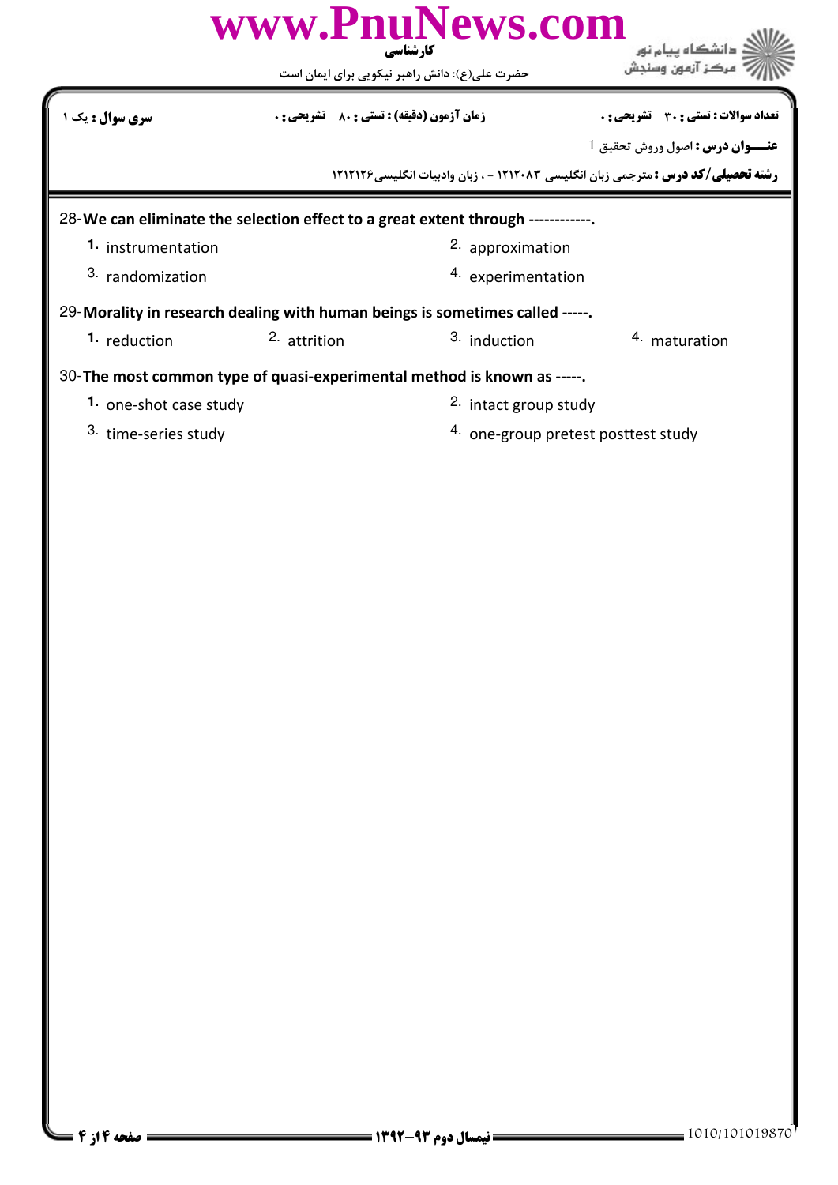28-**We can eliminate the selection effect to a great extent through ------------.**

1. instrumentation
2. approximation
3. randomization
4. experimentation

29-**Morality in research dealing with human beings is sometimes called -----.**

1. reduction
2. attrition
3. induction
4. maturation

30-**The most common type of quasi-experimental method is known as -----.**

1. one-shot case study
2. intact group study
3. time-series study
4. one-group pretest posttest study